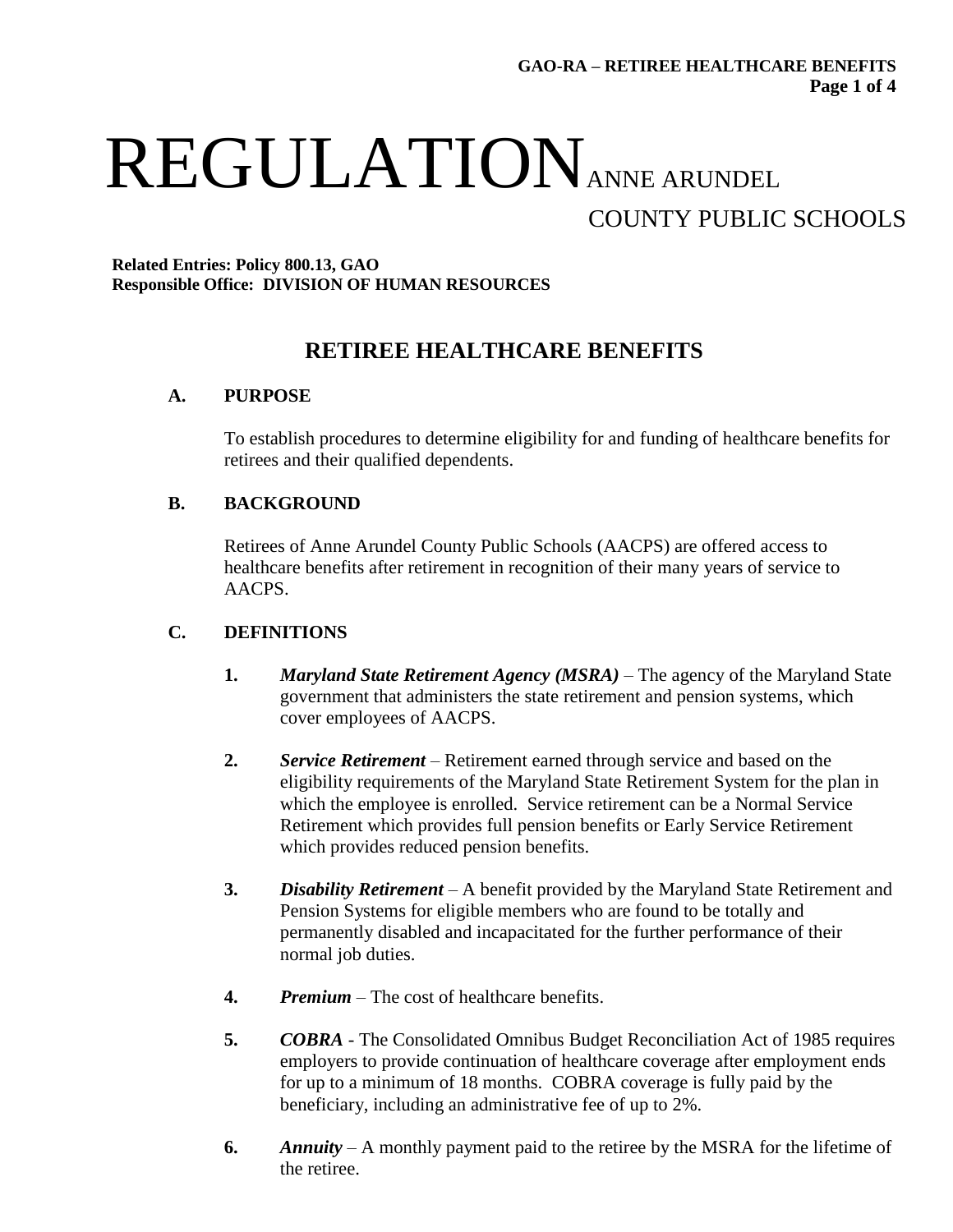# REGULATION ANNE ARUNDEL COUNTY PUBLIC SCHOOLS

**Related Entries: Policy 800.13, GAO**
**Responsible Office: DIVISION OF HUMAN RESOURCES**

## RETIREE HEALTHCARE BENEFITS

### A. PURPOSE

To establish procedures to determine eligibility for and funding of healthcare benefits for retirees and their qualified dependents.

### B. BACKGROUND

Retirees of Anne Arundel County Public Schools (AACPS) are offered access to healthcare benefits after retirement in recognition of their many years of service to AACPS.

### C. DEFINITIONS

1. ***Maryland State Retirement Agency (MSRA)*** – The agency of the Maryland State government that administers the state retirement and pension systems, which cover employees of AACPS.

2. ***Service Retirement*** – Retirement earned through service and based on the eligibility requirements of the Maryland State Retirement System for the plan in which the employee is enrolled. Service retirement can be a Normal Service Retirement which provides full pension benefits or Early Service Retirement which provides reduced pension benefits.

3. ***Disability Retirement*** – A benefit provided by the Maryland State Retirement and Pension Systems for eligible members who are found to be totally and permanently disabled and incapacitated for the further performance of their normal job duties.

4. ***Premium*** – The cost of healthcare benefits.

5. ***COBRA*** - The Consolidated Omnibus Budget Reconciliation Act of 1985 requires employers to provide continuation of healthcare coverage after employment ends for up to a minimum of 18 months. COBRA coverage is fully paid by the beneficiary, including an administrative fee of up to 2%.

6. ***Annuity*** – A monthly payment paid to the retiree by the MSRA for the lifetime of the retiree.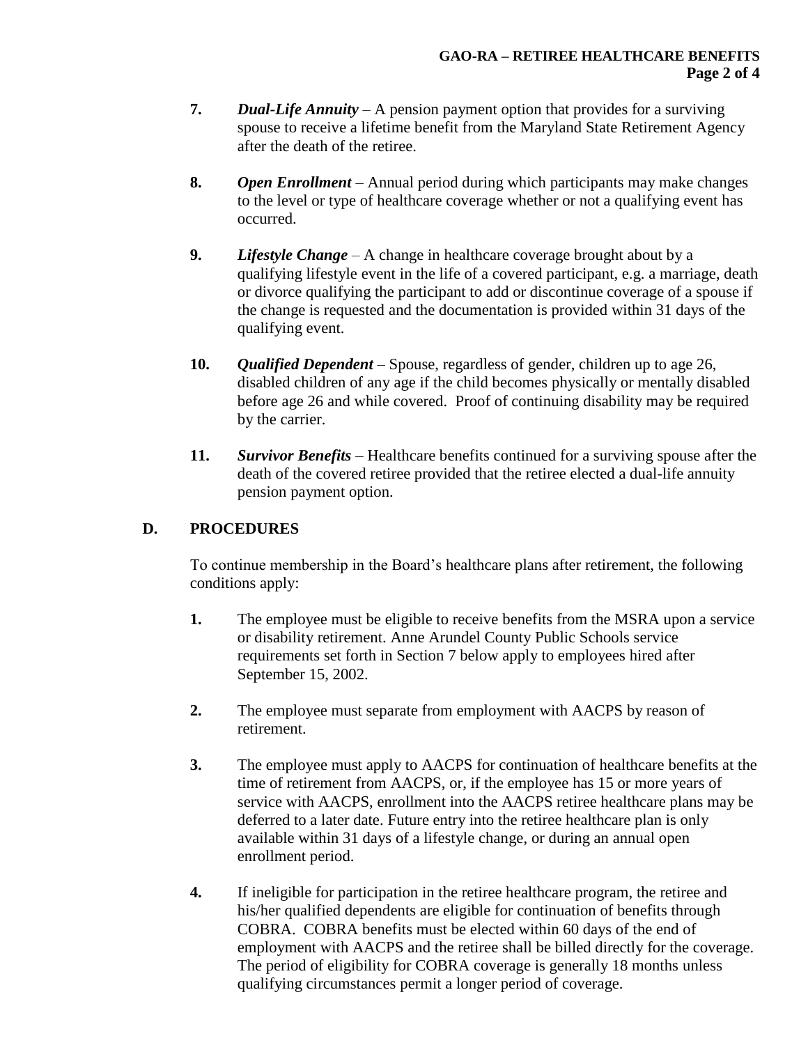7. ***Dual-Life Annuity*** – A pension payment option that provides for a surviving spouse to receive a lifetime benefit from the Maryland State Retirement Agency after the death of the retiree.

8. ***Open Enrollment*** – Annual period during which participants may make changes to the level or type of healthcare coverage whether or not a qualifying event has occurred.

9. ***Lifestyle Change*** – A change in healthcare coverage brought about by a qualifying lifestyle event in the life of a covered participant, e.g. a marriage, death or divorce qualifying the participant to add or discontinue coverage of a spouse if the change is requested and the documentation is provided within 31 days of the qualifying event.

10. ***Qualified Dependent*** – Spouse, regardless of gender, children up to age 26, disabled children of any age if the child becomes physically or mentally disabled before age 26 and while covered. Proof of continuing disability may be required by the carrier.

11. ***Survivor Benefits*** – Healthcare benefits continued for a surviving spouse after the death of the covered retiree provided that the retiree elected a dual-life annuity pension payment option.

## D. PROCEDURES

To continue membership in the Board's healthcare plans after retirement, the following conditions apply:

1. The employee must be eligible to receive benefits from the MSRA upon a service or disability retirement. Anne Arundel County Public Schools service requirements set forth in Section 7 below apply to employees hired after September 15, 2002.

2. The employee must separate from employment with AACPS by reason of retirement.

3. The employee must apply to AACPS for continuation of healthcare benefits at the time of retirement from AACPS, or, if the employee has 15 or more years of service with AACPS, enrollment into the AACPS retiree healthcare plans may be deferred to a later date. Future entry into the retiree healthcare plan is only available within 31 days of a lifestyle change, or during an annual open enrollment period.

4. If ineligible for participation in the retiree healthcare program, the retiree and his/her qualified dependents are eligible for continuation of benefits through COBRA. COBRA benefits must be elected within 60 days of the end of employment with AACPS and the retiree shall be billed directly for the coverage. The period of eligibility for COBRA coverage is generally 18 months unless qualifying circumstances permit a longer period of coverage.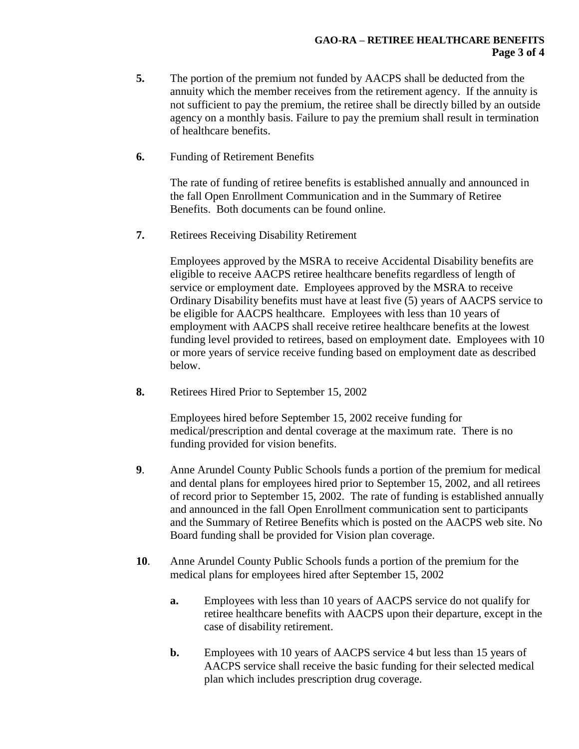**5.** The portion of the premium not funded by AACPS shall be deducted from the annuity which the member receives from the retirement agency. If the annuity is not sufficient to pay the premium, the retiree shall be directly billed by an outside agency on a monthly basis. Failure to pay the premium shall result in termination of healthcare benefits.

**6.** Funding of Retirement Benefits

The rate of funding of retiree benefits is established annually and announced in the fall Open Enrollment Communication and in the Summary of Retiree Benefits. Both documents can be found online.

**7.** Retirees Receiving Disability Retirement

Employees approved by the MSRA to receive Accidental Disability benefits are eligible to receive AACPS retiree healthcare benefits regardless of length of service or employment date. Employees approved by the MSRA to receive Ordinary Disability benefits must have at least five (5) years of AACPS service to be eligible for AACPS healthcare. Employees with less than 10 years of employment with AACPS shall receive retiree healthcare benefits at the lowest funding level provided to retirees, based on employment date. Employees with 10 or more years of service receive funding based on employment date as described below.

**8.** Retirees Hired Prior to September 15, 2002

Employees hired before September 15, 2002 receive funding for medical/prescription and dental coverage at the maximum rate. There is no funding provided for vision benefits.

**9**. Anne Arundel County Public Schools funds a portion of the premium for medical and dental plans for employees hired prior to September 15, 2002, and all retirees of record prior to September 15, 2002. The rate of funding is established annually and announced in the fall Open Enrollment communication sent to participants and the Summary of Retiree Benefits which is posted on the AACPS web site. No Board funding shall be provided for Vision plan coverage.

**10**. Anne Arundel County Public Schools funds a portion of the premium for the medical plans for employees hired after September 15, 2002

- **a.** Employees with less than 10 years of AACPS service do not qualify for retiree healthcare benefits with AACPS upon their departure, except in the case of disability retirement.

- **b.** Employees with 10 years of AACPS service 4 but less than 15 years of AACPS service shall receive the basic funding for their selected medical plan which includes prescription drug coverage.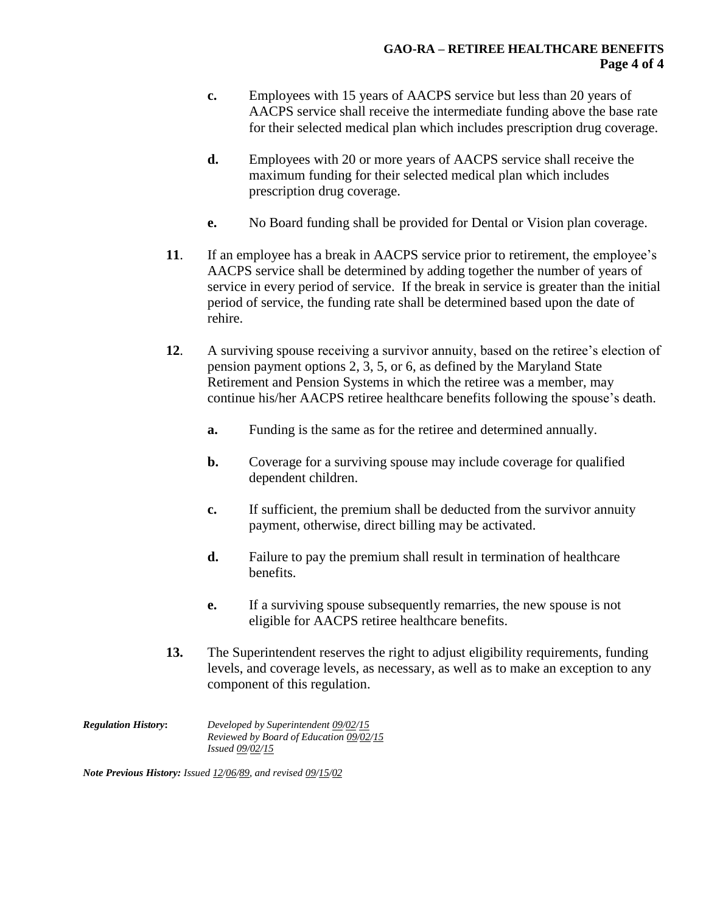**c.** Employees with 15 years of AACPS service but less than 20 years of AACPS service shall receive the intermediate funding above the base rate for their selected medical plan which includes prescription drug coverage.

**d.** Employees with 20 or more years of AACPS service shall receive the maximum funding for their selected medical plan which includes prescription drug coverage.

**e.** No Board funding shall be provided for Dental or Vision plan coverage.

**11**. If an employee has a break in AACPS service prior to retirement, the employee's AACPS service shall be determined by adding together the number of years of service in every period of service. If the break in service is greater than the initial period of service, the funding rate shall be determined based upon the date of rehire.

**12**. A surviving spouse receiving a survivor annuity, based on the retiree's election of pension payment options 2, 3, 5, or 6, as defined by the Maryland State Retirement and Pension Systems in which the retiree was a member, may continue his/her AACPS retiree healthcare benefits following the spouse's death.

**a.** Funding is the same as for the retiree and determined annually.

**b.** Coverage for a surviving spouse may include coverage for qualified dependent children.

**c.** If sufficient, the premium shall be deducted from the survivor annuity payment, otherwise, direct billing may be activated.

**d.** Failure to pay the premium shall result in termination of healthcare benefits.

**e.** If a surviving spouse subsequently remarries, the new spouse is not eligible for AACPS retiree healthcare benefits.

**13.** The Superintendent reserves the right to adjust eligibility requirements, funding levels, and coverage levels, as necessary, as well as to make an exception to any component of this regulation.

***Regulation History*:** *Developed by Superintendent 09/02/15*
*Reviewed by Board of Education 09/02/15*
*Issued 09/02/15*

***Note Previous History:*** *Issued 12/06/89, and revised 09/15/02*